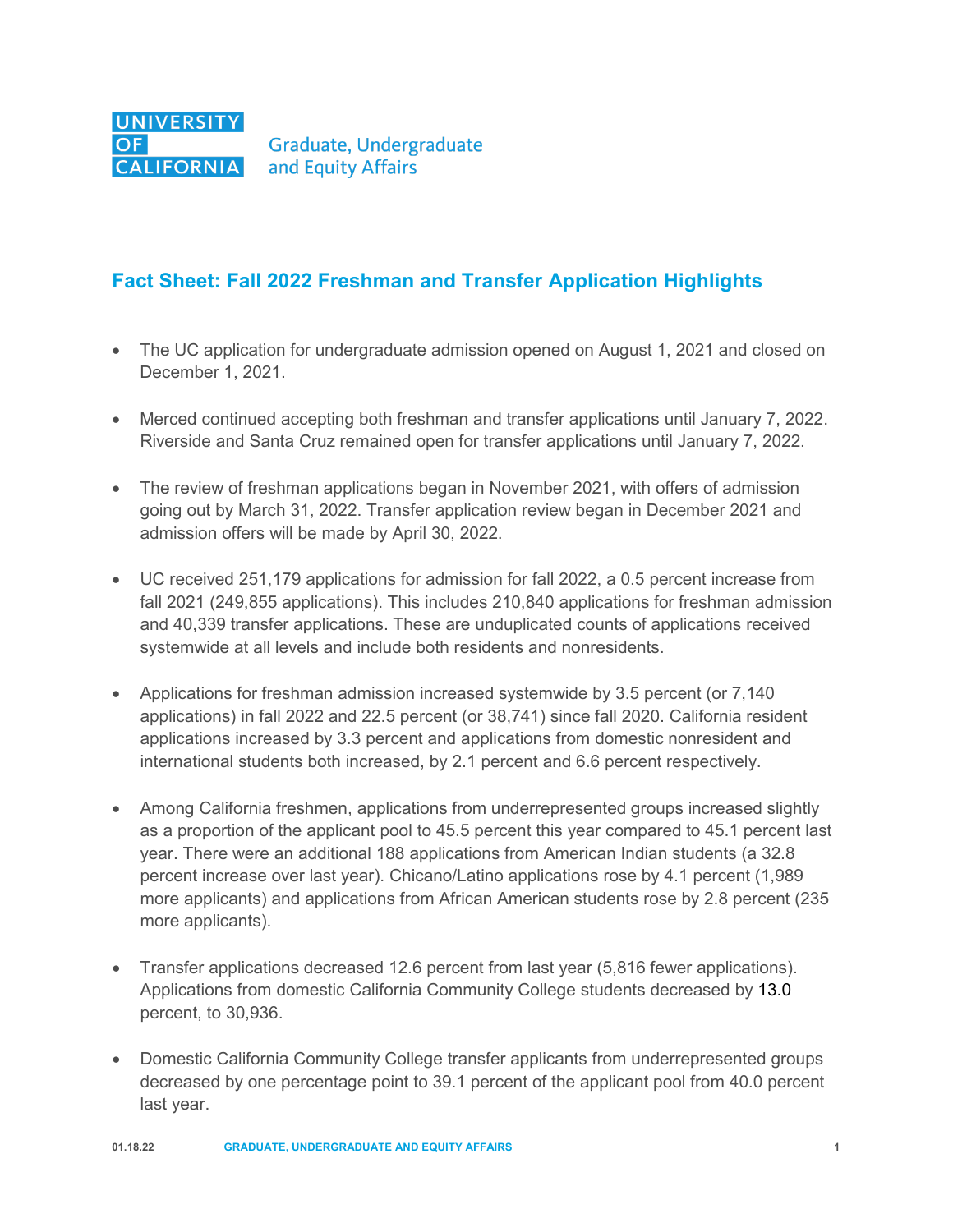UNIVERSITY OF CALIFORNIA

Graduate, Undergraduate and Equity Affairs

## Fact Sheet: Fall 2022 Freshman and Transfer Application Highlights

- The UC application for undergraduate admission opened on August 1, 2021 and closed on December 1, 2021.

- Merced continued accepting both freshman and transfer applications until January 7, 2022. Riverside and Santa Cruz remained open for transfer applications until January 7, 2022.

- The review of freshman applications began in November 2021, with offers of admission going out by March 31, 2022. Transfer application review began in December 2021 and admission offers will be made by April 30, 2022.

- UC received 251,179 applications for admission for fall 2022, a 0.5 percent increase from fall 2021 (249,855 applications). This includes 210,840 applications for freshman admission and 40,339 transfer applications. These are unduplicated counts of applications received systemwide at all levels and include both residents and nonresidents.

- Applications for freshman admission increased systemwide by 3.5 percent (or 7,140 applications) in fall 2022 and 22.5 percent (or 38,741) since fall 2020. California resident applications increased by 3.3 percent and applications from domestic nonresident and international students both increased, by 2.1 percent and 6.6 percent respectively.

- Among California freshmen, applications from underrepresented groups increased slightly as a proportion of the applicant pool to 45.5 percent this year compared to 45.1 percent last year. There were an additional 188 applications from American Indian students (a 32.8 percent increase over last year). Chicano/Latino applications rose by 4.1 percent (1,989 more applicants) and applications from African American students rose by 2.8 percent (235 more applicants).

- Transfer applications decreased 12.6 percent from last year (5,816 fewer applications). Applications from domestic California Community College students decreased by 13.0 percent, to 30,936.

- Domestic California Community College transfer applicants from underrepresented groups decreased by one percentage point to 39.1 percent of the applicant pool from 40.0 percent last year.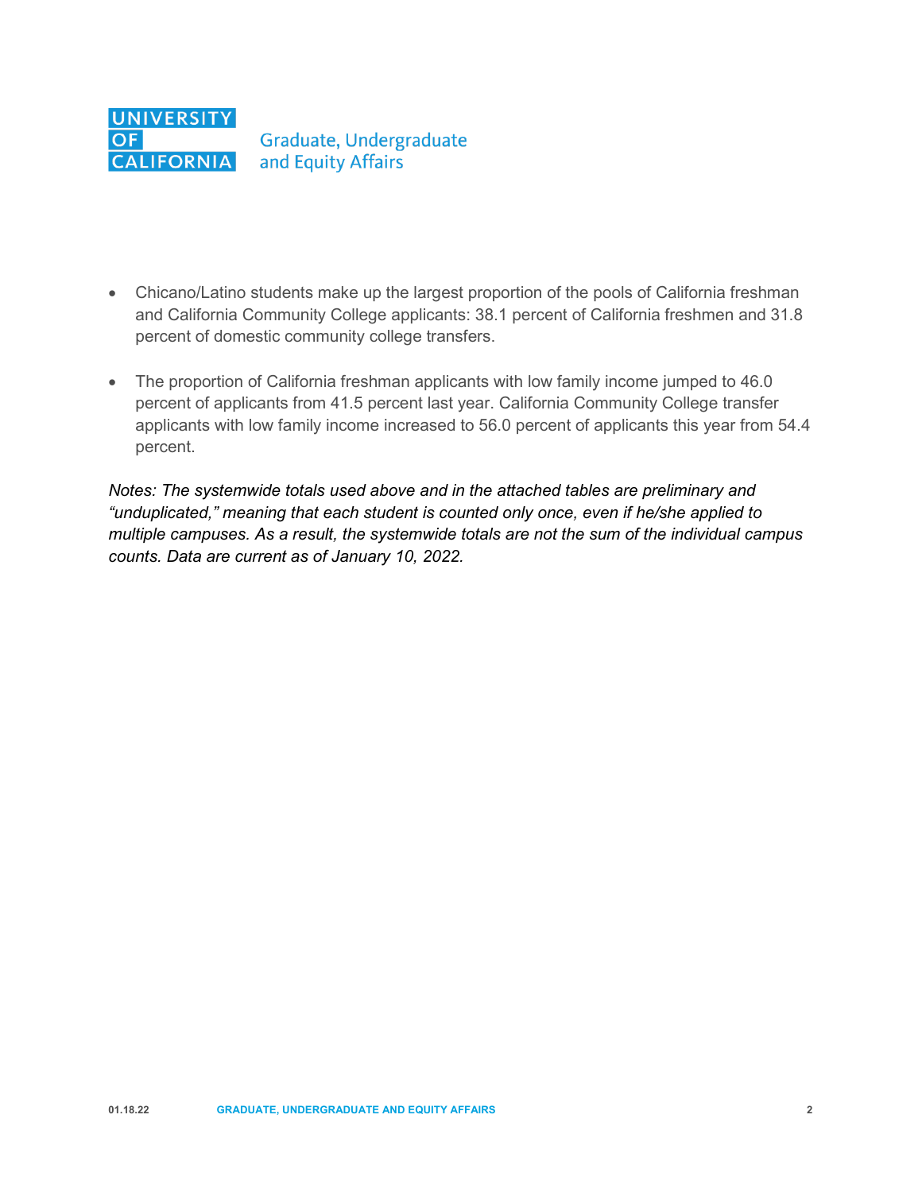- Chicano/Latino students make up the largest proportion of the pools of California freshman and California Community College applicants: 38.1 percent of California freshmen and 31.8 percent of domestic community college transfers.

- The proportion of California freshman applicants with low family income jumped to 46.0 percent of applicants from 41.5 percent last year. California Community College transfer applicants with low family income increased to 56.0 percent of applicants this year from 54.4 percent.

*Notes: The systemwide totals used above and in the attached tables are preliminary and "unduplicated," meaning that each student is counted only once, even if he/she applied to multiple campuses. As a result, the systemwide totals are not the sum of the individual campus counts. Data are current as of January 10, 2022.*